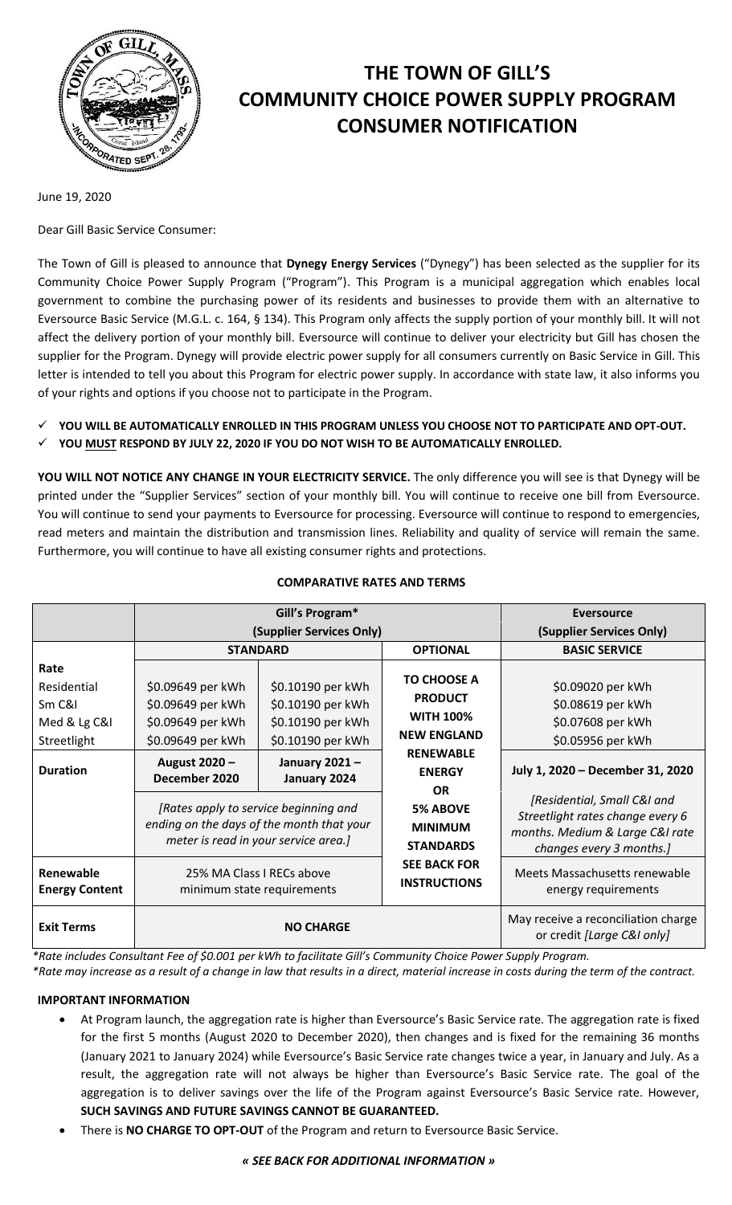# THE TOWN OF GILL'S COMMUNITY CHOICE POWER SUPPLY PROGRAM CONSUMER NOTIFICATION

June 19, 2020

Dear Gill Basic Service Consumer:

The Town of Gill is pleased to announce that **Dynegy Energy Services** ("Dynegy") has been selected as the supplier for its Community Choice Power Supply Program ("Program"). This Program is a municipal aggregation which enables local government to combine the purchasing power of its residents and businesses to provide them with an alternative to Eversource Basic Service (M.G.L. c. 164, § 134). This Program only affects the supply portion of your monthly bill. It will not affect the delivery portion of your monthly bill. Eversource will continue to deliver your electricity but Gill has chosen the supplier for the Program. Dynegy will provide electric power supply for all consumers currently on Basic Service in Gill. This letter is intended to tell you about this Program for electric power supply. In accordance with state law, it also informs you of your rights and options if you choose not to participate in the Program.

- ✓ **YOU WILL BE AUTOMATICALLY ENROLLED IN THIS PROGRAM UNLESS YOU CHOOSE NOT TO PARTICIPATE AND OPT-OUT.**
- ✓ **YOU <u>MUST</u> RESPOND BY JULY 22, 2020 IF YOU DO NOT WISH TO BE AUTOMATICALLY ENROLLED.**

**YOU WILL NOT NOTICE ANY CHANGE IN YOUR ELECTRICITY SERVICE.** The only difference you will see is that Dynegy will be printed under the "Supplier Services" section of your monthly bill. You will continue to receive one bill from Eversource. You will continue to send your payments to Eversource for processing. Eversource will continue to respond to emergencies, read meters and maintain the distribution and transmission lines. Reliability and quality of service will remain the same. Furthermore, you will continue to have all existing consumer rights and protections.

**COMPARATIVE RATES AND TERMS**

| | Gill's Program* (Supplier Services Only) | | | Eversource (Supplier Services Only) |
|---|---|---|---|---|
| | **STANDARD** | | **OPTIONAL** | **BASIC SERVICE** |
| **Rate**<br>Residential<br>Sm C&I<br>Med & Lg C&I<br>Streetlight | <br>$0.09649 per kWh<br>$0.09649 per kWh<br>$0.09649 per kWh<br>$0.09649 per kWh | <br>$0.10190 per kWh<br>$0.10190 per kWh<br>$0.10190 per kWh<br>$0.10190 per kWh | **TO CHOOSE A PRODUCT WITH 100% NEW ENGLAND RENEWABLE ENERGY OR 5% ABOVE MINIMUM STANDARDS SEE BACK FOR INSTRUCTIONS** | <br>$0.09020 per kWh<br>$0.08619 per kWh<br>$0.07608 per kWh<br>$0.05956 per kWh |
| **Duration** | **August 2020 – December 2020** | **January 2021 – January 2024** | | **July 1, 2020 – December 31, 2020** |
| | *[Rates apply to service beginning and ending on the days of the month that your meter is read in your service area.]* | | | *[Residential, Small C&I and Streetlight rates change every 6 months. Medium & Large C&I rate changes every 3 months.]* |
| **Renewable Energy Content** | 25% MA Class I RECs above minimum state requirements | | | Meets Massachusetts renewable energy requirements |
| **Exit Terms** | **NO CHARGE** | | | May receive a reconciliation charge or credit *[Large C&I only]* |

*\*Rate includes Consultant Fee of $0.001 per kWh to facilitate Gill's Community Choice Power Supply Program.*
*\*Rate may increase as a result of a change in law that results in a direct, material increase in costs during the term of the contract.*

**IMPORTANT INFORMATION**

- At Program launch, the aggregation rate is higher than Eversource's Basic Service rate. The aggregation rate is fixed for the first 5 months (August 2020 to December 2020), then changes and is fixed for the remaining 36 months (January 2021 to January 2024) while Eversource's Basic Service rate changes twice a year, in January and July. As a result, the aggregation rate will not always be higher than Eversource's Basic Service rate. The goal of the aggregation is to deliver savings over the life of the Program against Eversource's Basic Service rate. However, **SUCH SAVINGS AND FUTURE SAVINGS CANNOT BE GUARANTEED.**
- There is **NO CHARGE TO OPT-OUT** of the Program and return to Eversource Basic Service.

***« SEE BACK FOR ADDITIONAL INFORMATION »***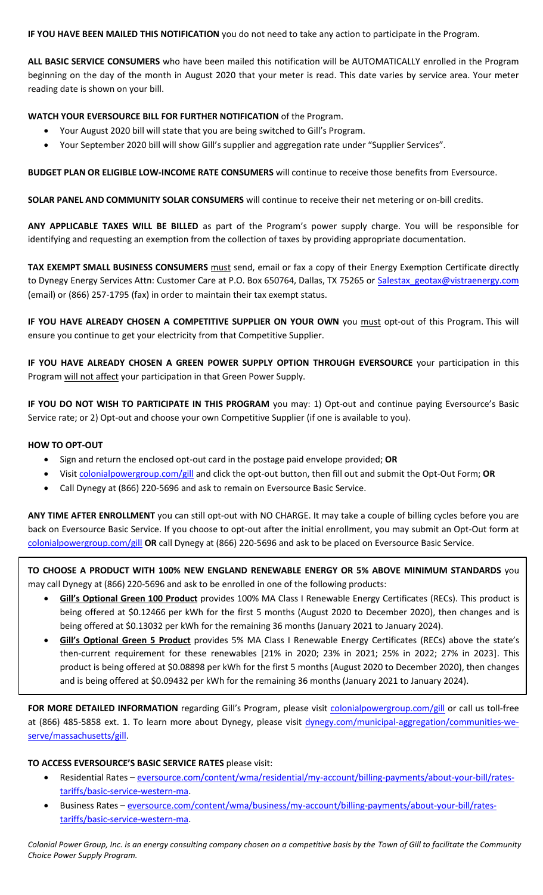**IF YOU HAVE BEEN MAILED THIS NOTIFICATION** you do not need to take any action to participate in the Program.

**ALL BASIC SERVICE CONSUMERS** who have been mailed this notification will be AUTOMATICALLY enrolled in the Program beginning on the day of the month in August 2020 that your meter is read. This date varies by service area. Your meter reading date is shown on your bill.

**WATCH YOUR EVERSOURCE BILL FOR FURTHER NOTIFICATION** of the Program.

- Your August 2020 bill will state that you are being switched to Gill's Program.
- Your September 2020 bill will show Gill's supplier and aggregation rate under "Supplier Services".

**BUDGET PLAN OR ELIGIBLE LOW-INCOME RATE CONSUMERS** will continue to receive those benefits from Eversource.

**SOLAR PANEL AND COMMUNITY SOLAR CONSUMERS** will continue to receive their net metering or on-bill credits.

**ANY APPLICABLE TAXES WILL BE BILLED** as part of the Program's power supply charge. You will be responsible for identifying and requesting an exemption from the collection of taxes by providing appropriate documentation.

**TAX EXEMPT SMALL BUSINESS CONSUMERS** must send, email or fax a copy of their Energy Exemption Certificate directly to Dynegy Energy Services Attn: Customer Care at P.O. Box 650764, Dallas, TX 75265 or Salestax_geotax@vistraenergy.com (email) or (866) 257-1795 (fax) in order to maintain their tax exempt status.

**IF YOU HAVE ALREADY CHOSEN A COMPETITIVE SUPPLIER ON YOUR OWN** you must opt-out of this Program. This will ensure you continue to get your electricity from that Competitive Supplier.

**IF YOU HAVE ALREADY CHOSEN A GREEN POWER SUPPLY OPTION THROUGH EVERSOURCE** your participation in this Program will not affect your participation in that Green Power Supply.

**IF YOU DO NOT WISH TO PARTICIPATE IN THIS PROGRAM** you may: 1) Opt-out and continue paying Eversource's Basic Service rate; or 2) Opt-out and choose your own Competitive Supplier (if one is available to you).

**HOW TO OPT-OUT**

- Sign and return the enclosed opt-out card in the postage paid envelope provided; **OR**
- Visit colonialpowergroup.com/gill and click the opt-out button, then fill out and submit the Opt-Out Form; **OR**
- Call Dynegy at (866) 220-5696 and ask to remain on Eversource Basic Service.

**ANY TIME AFTER ENROLLMENT** you can still opt-out with NO CHARGE. It may take a couple of billing cycles before you are back on Eversource Basic Service. If you choose to opt-out after the initial enrollment, you may submit an Opt-Out form at colonialpowergroup.com/gill **OR** call Dynegy at (866) 220-5696 and ask to be placed on Eversource Basic Service.

**TO CHOOSE A PRODUCT WITH 100% NEW ENGLAND RENEWABLE ENERGY OR 5% ABOVE MINIMUM STANDARDS** you may call Dynegy at (866) 220-5696 and ask to be enrolled in one of the following products:

- **Gill's Optional Green 100 Product** provides 100% MA Class I Renewable Energy Certificates (RECs). This product is being offered at $0.12466 per kWh for the first 5 months (August 2020 to December 2020), then changes and is being offered at $0.13032 per kWh for the remaining 36 months (January 2021 to January 2024).
- **Gill's Optional Green 5 Product** provides 5% MA Class I Renewable Energy Certificates (RECs) above the state's then-current requirement for these renewables [21% in 2020; 23% in 2021; 25% in 2022; 27% in 2023]. This product is being offered at $0.08898 per kWh for the first 5 months (August 2020 to December 2020), then changes and is being offered at $0.09432 per kWh for the remaining 36 months (January 2021 to January 2024).

**FOR MORE DETAILED INFORMATION** regarding Gill's Program, please visit colonialpowergroup.com/gill or call us toll-free at (866) 485-5858 ext. 1. To learn more about Dynegy, please visit dynegy.com/municipal-aggregation/communities-we-serve/massachusetts/gill.

**TO ACCESS EVERSOURCE'S BASIC SERVICE RATES** please visit:

- Residential Rates – eversource.com/content/wma/residential/my-account/billing-payments/about-your-bill/rates-tariffs/basic-service-western-ma.
- Business Rates – eversource.com/content/wma/business/my-account/billing-payments/about-your-bill/rates-tariffs/basic-service-western-ma.

*Colonial Power Group, Inc. is an energy consulting company chosen on a competitive basis by the Town of Gill to facilitate the Community Choice Power Supply Program.*